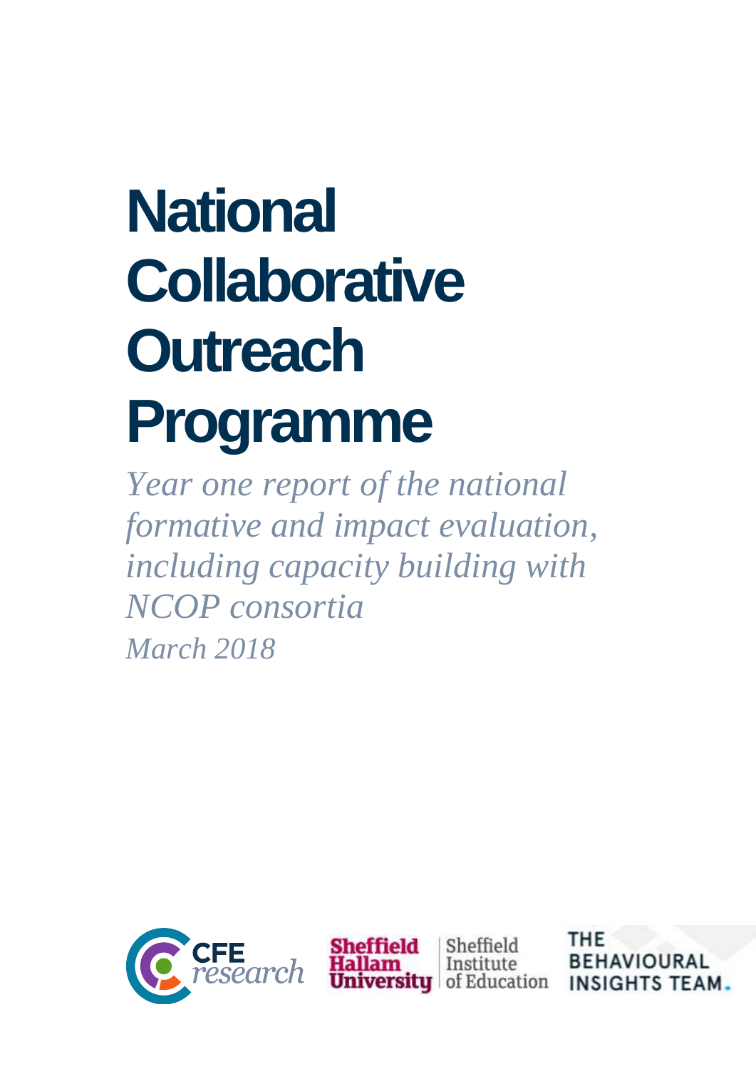# National Collaborative Outreach Programme

*Year one report of the national formative and impact evaluation, including capacity building with NCOP consortia*

*March 2018*

CFE research

Sheffield Hallam University | Sheffield Institute of Education

THE BEHAVIOURAL INSIGHTS TEAM.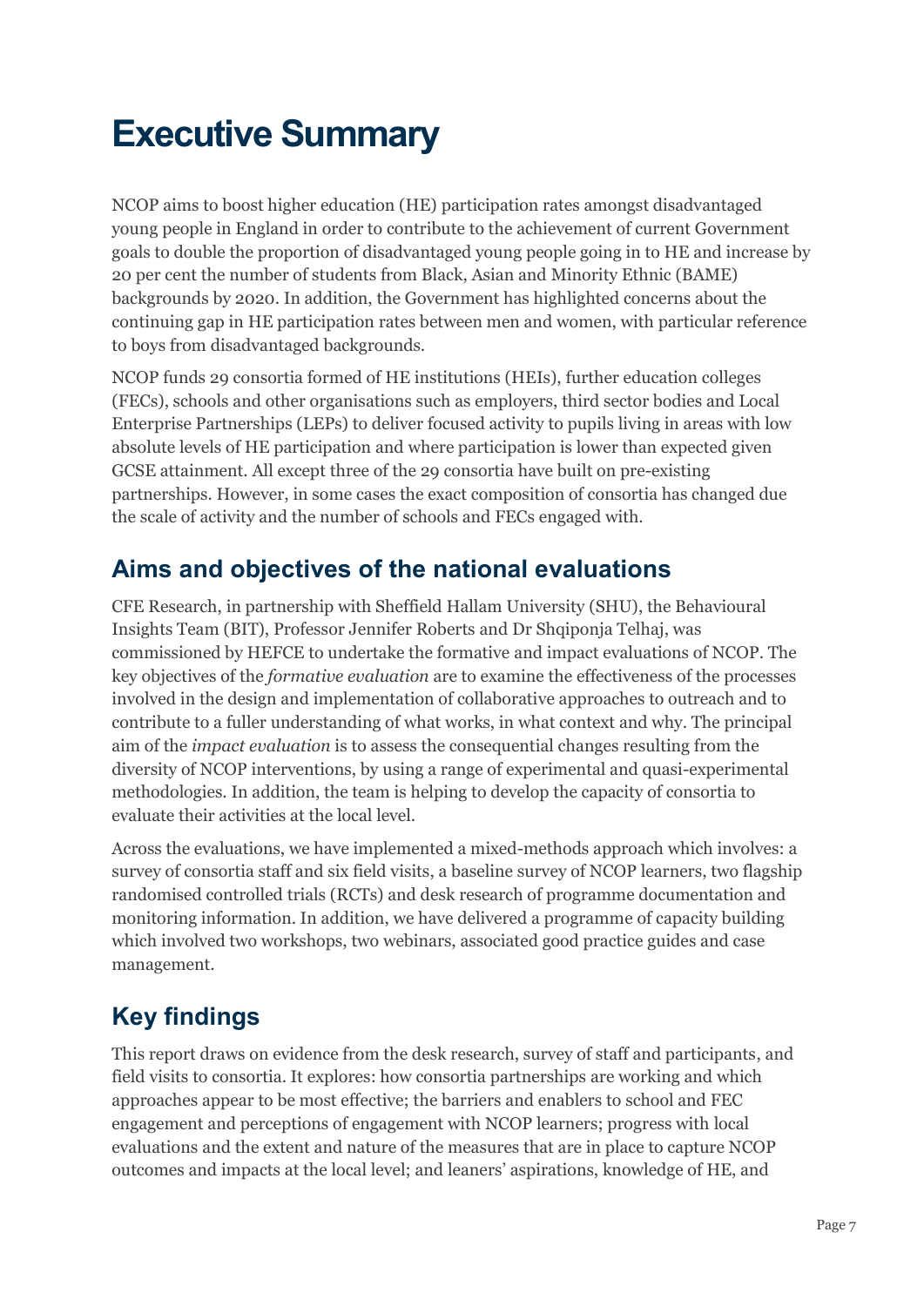# Executive Summary

NCOP aims to boost higher education (HE) participation rates amongst disadvantaged young people in England in order to contribute to the achievement of current Government goals to double the proportion of disadvantaged young people going in to HE and increase by 20 per cent the number of students from Black, Asian and Minority Ethnic (BAME) backgrounds by 2020. In addition, the Government has highlighted concerns about the continuing gap in HE participation rates between men and women, with particular reference to boys from disadvantaged backgrounds.

NCOP funds 29 consortia formed of HE institutions (HEIs), further education colleges (FECs), schools and other organisations such as employers, third sector bodies and Local Enterprise Partnerships (LEPs) to deliver focused activity to pupils living in areas with low absolute levels of HE participation and where participation is lower than expected given GCSE attainment. All except three of the 29 consortia have built on pre-existing partnerships. However, in some cases the exact composition of consortia has changed due the scale of activity and the number of schools and FECs engaged with.

## Aims and objectives of the national evaluations

CFE Research, in partnership with Sheffield Hallam University (SHU), the Behavioural Insights Team (BIT), Professor Jennifer Roberts and Dr Shqiponja Telhaj, was commissioned by HEFCE to undertake the formative and impact evaluations of NCOP. The key objectives of the *formative evaluation* are to examine the effectiveness of the processes involved in the design and implementation of collaborative approaches to outreach and to contribute to a fuller understanding of what works, in what context and why. The principal aim of the *impact evaluation* is to assess the consequential changes resulting from the diversity of NCOP interventions, by using a range of experimental and quasi-experimental methodologies. In addition, the team is helping to develop the capacity of consortia to evaluate their activities at the local level.

Across the evaluations, we have implemented a mixed-methods approach which involves: a survey of consortia staff and six field visits, a baseline survey of NCOP learners, two flagship randomised controlled trials (RCTs) and desk research of programme documentation and monitoring information. In addition, we have delivered a programme of capacity building which involved two workshops, two webinars, associated good practice guides and case management.

## Key findings

This report draws on evidence from the desk research, survey of staff and participants, and field visits to consortia. It explores: how consortia partnerships are working and which approaches appear to be most effective; the barriers and enablers to school and FEC engagement and perceptions of engagement with NCOP learners; progress with local evaluations and the extent and nature of the measures that are in place to capture NCOP outcomes and impacts at the local level; and leaners' aspirations, knowledge of HE, and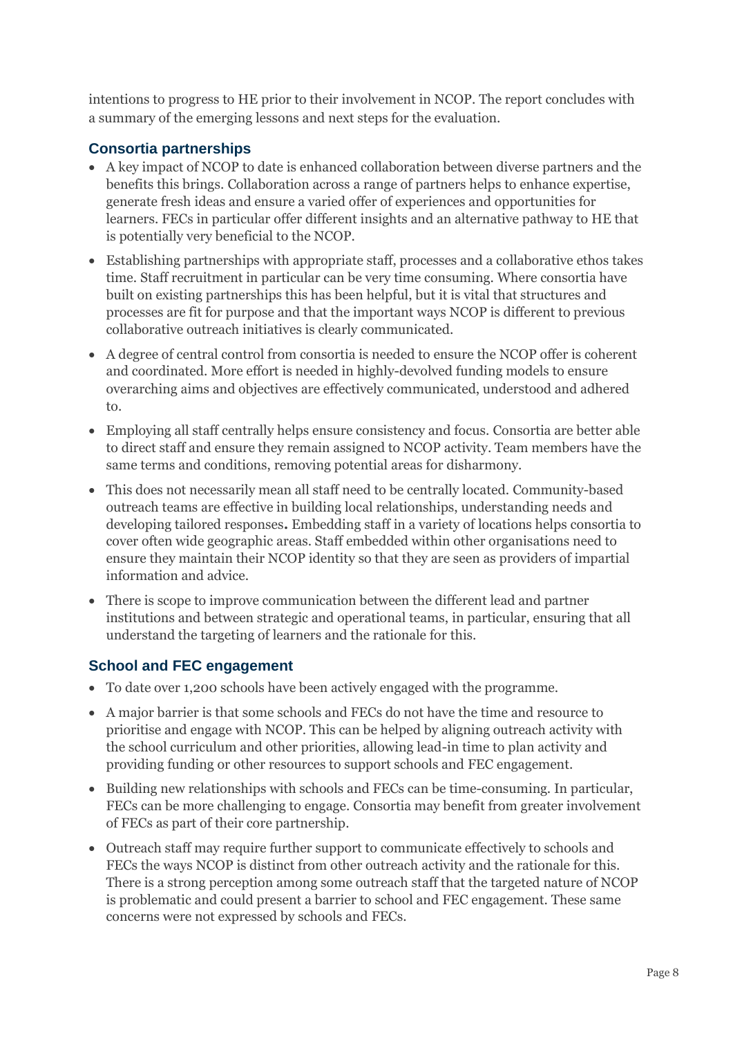intentions to progress to HE prior to their involvement in NCOP. The report concludes with a summary of the emerging lessons and next steps for the evaluation.

### Consortia partnerships

- A key impact of NCOP to date is enhanced collaboration between diverse partners and the benefits this brings. Collaboration across a range of partners helps to enhance expertise, generate fresh ideas and ensure a varied offer of experiences and opportunities for learners. FECs in particular offer different insights and an alternative pathway to HE that is potentially very beneficial to the NCOP.
- Establishing partnerships with appropriate staff, processes and a collaborative ethos takes time. Staff recruitment in particular can be very time consuming. Where consortia have built on existing partnerships this has been helpful, but it is vital that structures and processes are fit for purpose and that the important ways NCOP is different to previous collaborative outreach initiatives is clearly communicated.
- A degree of central control from consortia is needed to ensure the NCOP offer is coherent and coordinated. More effort is needed in highly-devolved funding models to ensure overarching aims and objectives are effectively communicated, understood and adhered to.
- Employing all staff centrally helps ensure consistency and focus. Consortia are better able to direct staff and ensure they remain assigned to NCOP activity. Team members have the same terms and conditions, removing potential areas for disharmony.
- This does not necessarily mean all staff need to be centrally located. Community-based outreach teams are effective in building local relationships, understanding needs and developing tailored responses**.** Embedding staff in a variety of locations helps consortia to cover often wide geographic areas. Staff embedded within other organisations need to ensure they maintain their NCOP identity so that they are seen as providers of impartial information and advice.
- There is scope to improve communication between the different lead and partner institutions and between strategic and operational teams, in particular, ensuring that all understand the targeting of learners and the rationale for this.

### School and FEC engagement

- To date over 1,200 schools have been actively engaged with the programme.
- A major barrier is that some schools and FECs do not have the time and resource to prioritise and engage with NCOP. This can be helped by aligning outreach activity with the school curriculum and other priorities, allowing lead-in time to plan activity and providing funding or other resources to support schools and FEC engagement.
- Building new relationships with schools and FECs can be time-consuming. In particular, FECs can be more challenging to engage. Consortia may benefit from greater involvement of FECs as part of their core partnership.
- Outreach staff may require further support to communicate effectively to schools and FECs the ways NCOP is distinct from other outreach activity and the rationale for this. There is a strong perception among some outreach staff that the targeted nature of NCOP is problematic and could present a barrier to school and FEC engagement. These same concerns were not expressed by schools and FECs.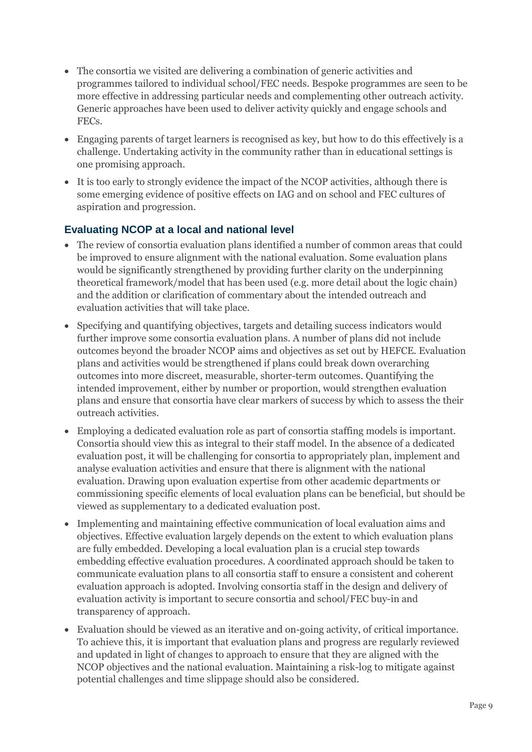- The consortia we visited are delivering a combination of generic activities and programmes tailored to individual school/FEC needs. Bespoke programmes are seen to be more effective in addressing particular needs and complementing other outreach activity. Generic approaches have been used to deliver activity quickly and engage schools and FECs.
- Engaging parents of target learners is recognised as key, but how to do this effectively is a challenge. Undertaking activity in the community rather than in educational settings is one promising approach.
- It is too early to strongly evidence the impact of the NCOP activities, although there is some emerging evidence of positive effects on IAG and on school and FEC cultures of aspiration and progression.

### Evaluating NCOP at a local and national level

- The review of consortia evaluation plans identified a number of common areas that could be improved to ensure alignment with the national evaluation. Some evaluation plans would be significantly strengthened by providing further clarity on the underpinning theoretical framework/model that has been used (e.g. more detail about the logic chain) and the addition or clarification of commentary about the intended outreach and evaluation activities that will take place.
- Specifying and quantifying objectives, targets and detailing success indicators would further improve some consortia evaluation plans. A number of plans did not include outcomes beyond the broader NCOP aims and objectives as set out by HEFCE. Evaluation plans and activities would be strengthened if plans could break down overarching outcomes into more discreet, measurable, shorter-term outcomes. Quantifying the intended improvement, either by number or proportion, would strengthen evaluation plans and ensure that consortia have clear markers of success by which to assess the their outreach activities.
- Employing a dedicated evaluation role as part of consortia staffing models is important. Consortia should view this as integral to their staff model. In the absence of a dedicated evaluation post, it will be challenging for consortia to appropriately plan, implement and analyse evaluation activities and ensure that there is alignment with the national evaluation. Drawing upon evaluation expertise from other academic departments or commissioning specific elements of local evaluation plans can be beneficial, but should be viewed as supplementary to a dedicated evaluation post.
- Implementing and maintaining effective communication of local evaluation aims and objectives. Effective evaluation largely depends on the extent to which evaluation plans are fully embedded. Developing a local evaluation plan is a crucial step towards embedding effective evaluation procedures. A coordinated approach should be taken to communicate evaluation plans to all consortia staff to ensure a consistent and coherent evaluation approach is adopted. Involving consortia staff in the design and delivery of evaluation activity is important to secure consortia and school/FEC buy-in and transparency of approach.
- Evaluation should be viewed as an iterative and on-going activity, of critical importance. To achieve this, it is important that evaluation plans and progress are regularly reviewed and updated in light of changes to approach to ensure that they are aligned with the NCOP objectives and the national evaluation. Maintaining a risk-log to mitigate against potential challenges and time slippage should also be considered.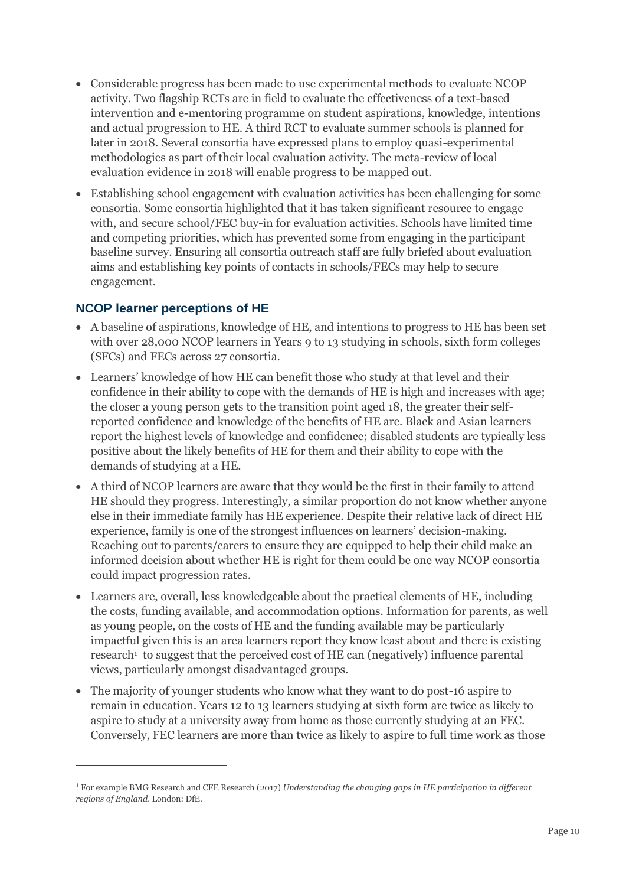- Considerable progress has been made to use experimental methods to evaluate NCOP activity. Two flagship RCTs are in field to evaluate the effectiveness of a text-based intervention and e-mentoring programme on student aspirations, knowledge, intentions and actual progression to HE. A third RCT to evaluate summer schools is planned for later in 2018. Several consortia have expressed plans to employ quasi-experimental methodologies as part of their local evaluation activity. The meta-review of local evaluation evidence in 2018 will enable progress to be mapped out.
- Establishing school engagement with evaluation activities has been challenging for some consortia. Some consortia highlighted that it has taken significant resource to engage with, and secure school/FEC buy-in for evaluation activities. Schools have limited time and competing priorities, which has prevented some from engaging in the participant baseline survey. Ensuring all consortia outreach staff are fully briefed about evaluation aims and establishing key points of contacts in schools/FECs may help to secure engagement.

### NCOP learner perceptions of HE

- A baseline of aspirations, knowledge of HE, and intentions to progress to HE has been set with over 28,000 NCOP learners in Years 9 to 13 studying in schools, sixth form colleges (SFCs) and FECs across 27 consortia.
- Learners' knowledge of how HE can benefit those who study at that level and their confidence in their ability to cope with the demands of HE is high and increases with age; the closer a young person gets to the transition point aged 18, the greater their self-reported confidence and knowledge of the benefits of HE are. Black and Asian learners report the highest levels of knowledge and confidence; disabled students are typically less positive about the likely benefits of HE for them and their ability to cope with the demands of studying at a HE.
- A third of NCOP learners are aware that they would be the first in their family to attend HE should they progress. Interestingly, a similar proportion do not know whether anyone else in their immediate family has HE experience. Despite their relative lack of direct HE experience, family is one of the strongest influences on learners' decision-making. Reaching out to parents/carers to ensure they are equipped to help their child make an informed decision about whether HE is right for them could be one way NCOP consortia could impact progression rates.
- Learners are, overall, less knowledgeable about the practical elements of HE, including the costs, funding available, and accommodation options. Information for parents, as well as young people, on the costs of HE and the funding available may be particularly impactful given this is an area learners report they know least about and there is existing research[1] to suggest that the perceived cost of HE can (negatively) influence parental views, particularly amongst disadvantaged groups.
- The majority of younger students who know what they want to do post-16 aspire to remain in education. Years 12 to 13 learners studying at sixth form are twice as likely to aspire to study at a university away from home as those currently studying at an FEC. Conversely, FEC learners are more than twice as likely to aspire to full time work as those

[1] For example BMG Research and CFE Research (2017) *Understanding the changing gaps in HE participation in different regions of England*. London: DfE.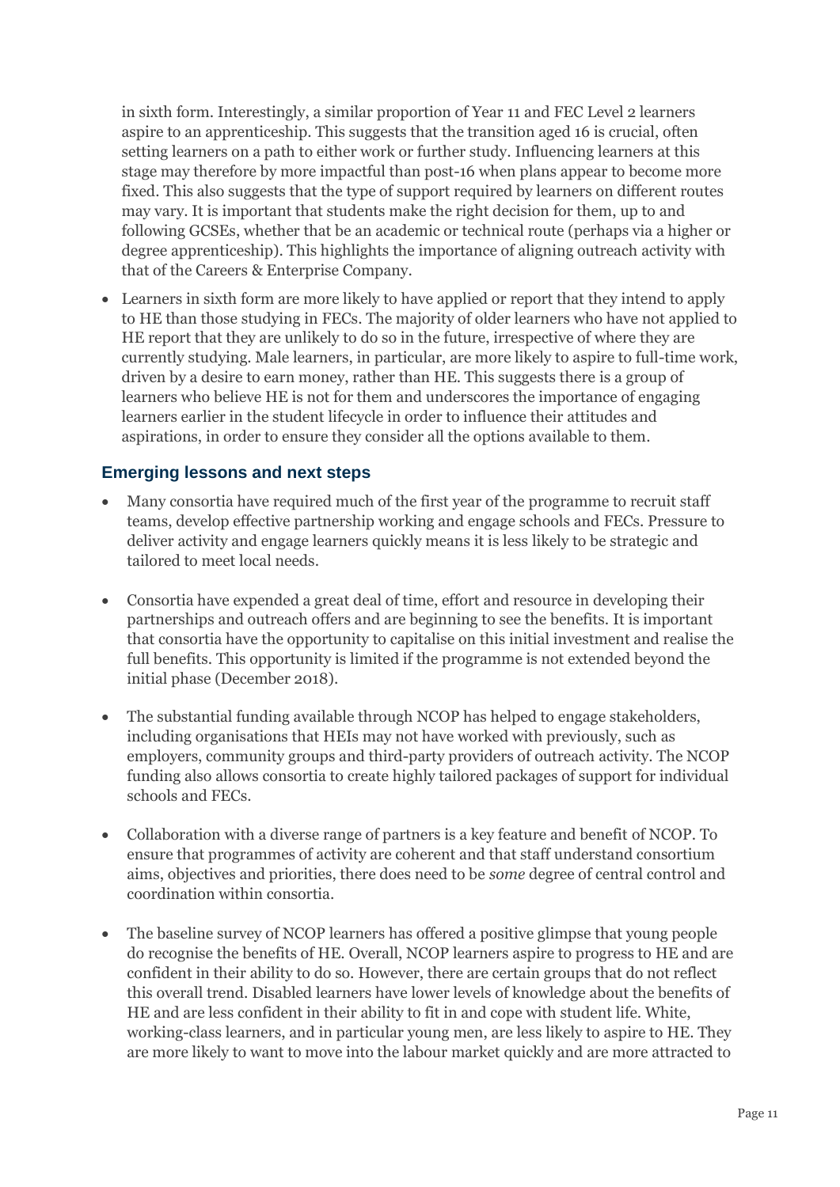in sixth form. Interestingly, a similar proportion of Year 11 and FEC Level 2 learners aspire to an apprenticeship. This suggests that the transition aged 16 is crucial, often setting learners on a path to either work or further study. Influencing learners at this stage may therefore by more impactful than post-16 when plans appear to become more fixed. This also suggests that the type of support required by learners on different routes may vary. It is important that students make the right decision for them, up to and following GCSEs, whether that be an academic or technical route (perhaps via a higher or degree apprenticeship). This highlights the importance of aligning outreach activity with that of the Careers & Enterprise Company.

- Learners in sixth form are more likely to have applied or report that they intend to apply to HE than those studying in FECs. The majority of older learners who have not applied to HE report that they are unlikely to do so in the future, irrespective of where they are currently studying. Male learners, in particular, are more likely to aspire to full-time work, driven by a desire to earn money, rather than HE. This suggests there is a group of learners who believe HE is not for them and underscores the importance of engaging learners earlier in the student lifecycle in order to influence their attitudes and aspirations, in order to ensure they consider all the options available to them.

### Emerging lessons and next steps

- Many consortia have required much of the first year of the programme to recruit staff teams, develop effective partnership working and engage schools and FECs. Pressure to deliver activity and engage learners quickly means it is less likely to be strategic and tailored to meet local needs.

- Consortia have expended a great deal of time, effort and resource in developing their partnerships and outreach offers and are beginning to see the benefits. It is important that consortia have the opportunity to capitalise on this initial investment and realise the full benefits. This opportunity is limited if the programme is not extended beyond the initial phase (December 2018).

- The substantial funding available through NCOP has helped to engage stakeholders, including organisations that HEIs may not have worked with previously, such as employers, community groups and third-party providers of outreach activity. The NCOP funding also allows consortia to create highly tailored packages of support for individual schools and FECs.

- Collaboration with a diverse range of partners is a key feature and benefit of NCOP. To ensure that programmes of activity are coherent and that staff understand consortium aims, objectives and priorities, there does need to be *some* degree of central control and coordination within consortia.

- The baseline survey of NCOP learners has offered a positive glimpse that young people do recognise the benefits of HE. Overall, NCOP learners aspire to progress to HE and are confident in their ability to do so. However, there are certain groups that do not reflect this overall trend. Disabled learners have lower levels of knowledge about the benefits of HE and are less confident in their ability to fit in and cope with student life. White, working-class learners, and in particular young men, are less likely to aspire to HE. They are more likely to want to move into the labour market quickly and are more attracted to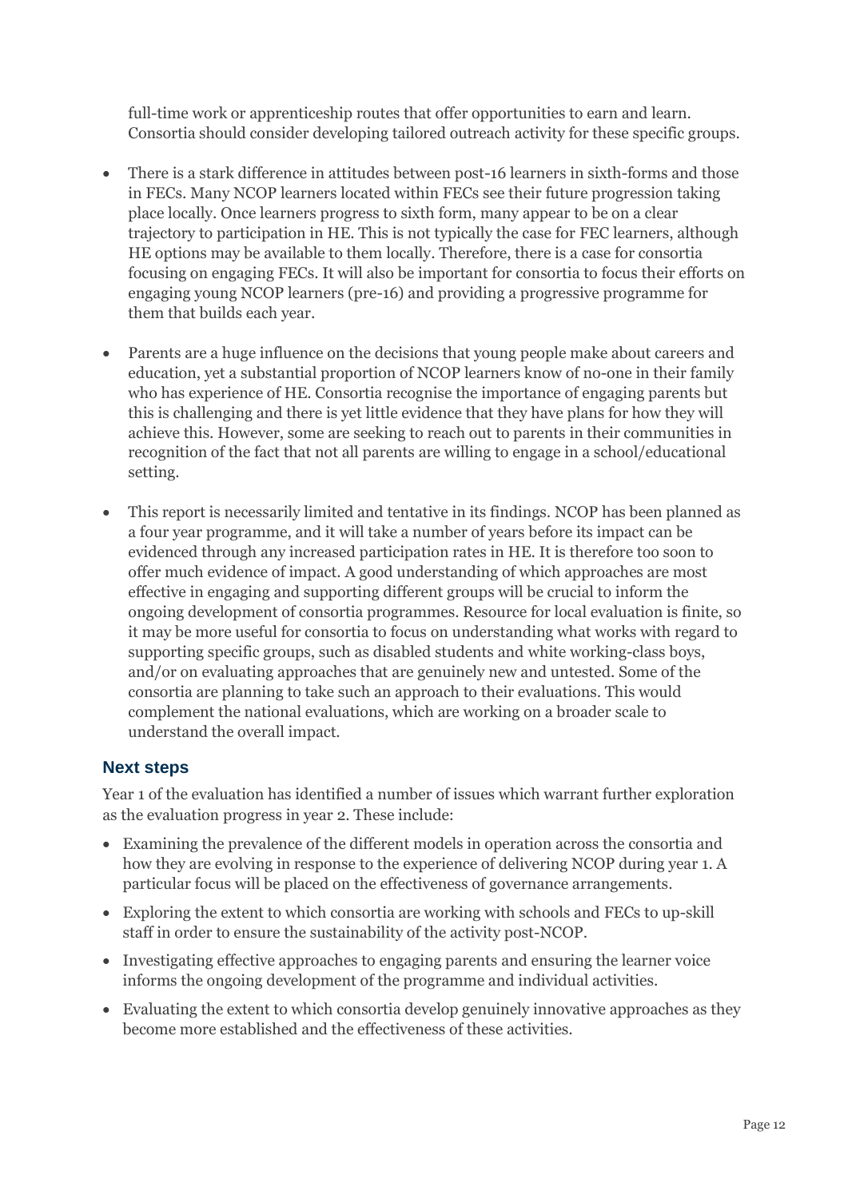full-time work or apprenticeship routes that offer opportunities to earn and learn. Consortia should consider developing tailored outreach activity for these specific groups.

- There is a stark difference in attitudes between post-16 learners in sixth-forms and those in FECs. Many NCOP learners located within FECs see their future progression taking place locally. Once learners progress to sixth form, many appear to be on a clear trajectory to participation in HE. This is not typically the case for FEC learners, although HE options may be available to them locally. Therefore, there is a case for consortia focusing on engaging FECs. It will also be important for consortia to focus their efforts on engaging young NCOP learners (pre-16) and providing a progressive programme for them that builds each year.

- Parents are a huge influence on the decisions that young people make about careers and education, yet a substantial proportion of NCOP learners know of no-one in their family who has experience of HE. Consortia recognise the importance of engaging parents but this is challenging and there is yet little evidence that they have plans for how they will achieve this. However, some are seeking to reach out to parents in their communities in recognition of the fact that not all parents are willing to engage in a school/educational setting.

- This report is necessarily limited and tentative in its findings. NCOP has been planned as a four year programme, and it will take a number of years before its impact can be evidenced through any increased participation rates in HE. It is therefore too soon to offer much evidence of impact. A good understanding of which approaches are most effective in engaging and supporting different groups will be crucial to inform the ongoing development of consortia programmes. Resource for local evaluation is finite, so it may be more useful for consortia to focus on understanding what works with regard to supporting specific groups, such as disabled students and white working-class boys, and/or on evaluating approaches that are genuinely new and untested. Some of the consortia are planning to take such an approach to their evaluations. This would complement the national evaluations, which are working on a broader scale to understand the overall impact.

### Next steps

Year 1 of the evaluation has identified a number of issues which warrant further exploration as the evaluation progress in year 2. These include:

- Examining the prevalence of the different models in operation across the consortia and how they are evolving in response to the experience of delivering NCOP during year 1. A particular focus will be placed on the effectiveness of governance arrangements.
- Exploring the extent to which consortia are working with schools and FECs to up-skill staff in order to ensure the sustainability of the activity post-NCOP.
- Investigating effective approaches to engaging parents and ensuring the learner voice informs the ongoing development of the programme and individual activities.
- Evaluating the extent to which consortia develop genuinely innovative approaches as they become more established and the effectiveness of these activities.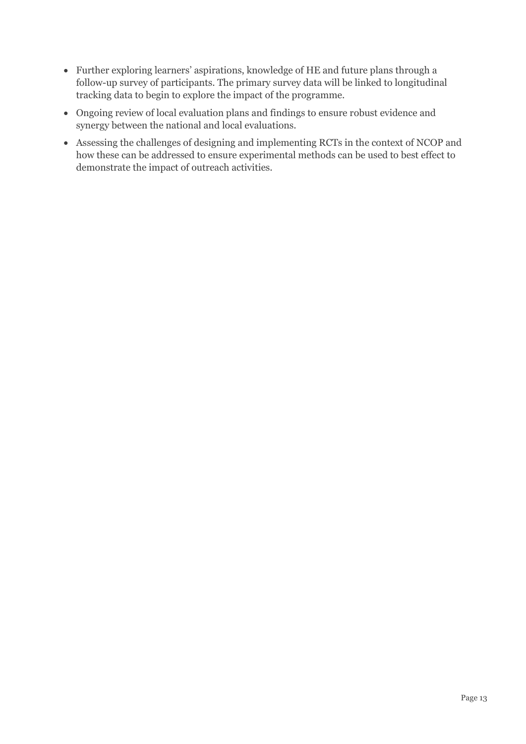- Further exploring learners' aspirations, knowledge of HE and future plans through a follow-up survey of participants. The primary survey data will be linked to longitudinal tracking data to begin to explore the impact of the programme.
- Ongoing review of local evaluation plans and findings to ensure robust evidence and synergy between the national and local evaluations.
- Assessing the challenges of designing and implementing RCTs in the context of NCOP and how these can be addressed to ensure experimental methods can be used to best effect to demonstrate the impact of outreach activities.